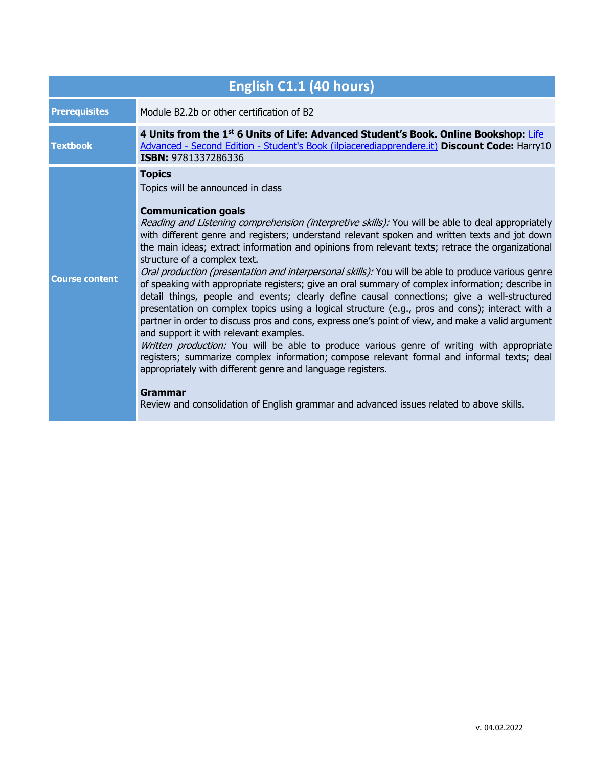# English C1.1 (40 hours)

| | |
|---|---|
| **Prerequisites** | Module B2.2b or other certification of B2 |
| **Textbook** | **4 Units from the 1st 6 Units of Life: Advanced Student's Book. Online Bookshop:** [Life Advanced - Second Edition - Student's Book (ilpiacerediapprendere.it)](#) **Discount Code:** Harry10<br>**ISBN:** 9781337286336 |
| **Course content** | **Topics**<br>Topics will be announced in class<br><br>**Communication goals**<br>*Reading and Listening comprehension (interpretive skills):* You will be able to deal appropriately with different genre and registers; understand relevant spoken and written texts and jot down the main ideas; extract information and opinions from relevant texts; retrace the organizational structure of a complex text.<br>*Oral production (presentation and interpersonal skills):* You will be able to produce various genre of speaking with appropriate registers; give an oral summary of complex information; describe in detail things, people and events; clearly define causal connections; give a well-structured presentation on complex topics using a logical structure (e.g., pros and cons); interact with a partner in order to discuss pros and cons, express one's point of view, and make a valid argument and support it with relevant examples.<br>*Written production:* You will be able to produce various genre of writing with appropriate registers; summarize complex information; compose relevant formal and informal texts; deal appropriately with different genre and language registers.<br><br>**Grammar**<br>Review and consolidation of English grammar and advanced issues related to above skills. |

v. 04.02.2022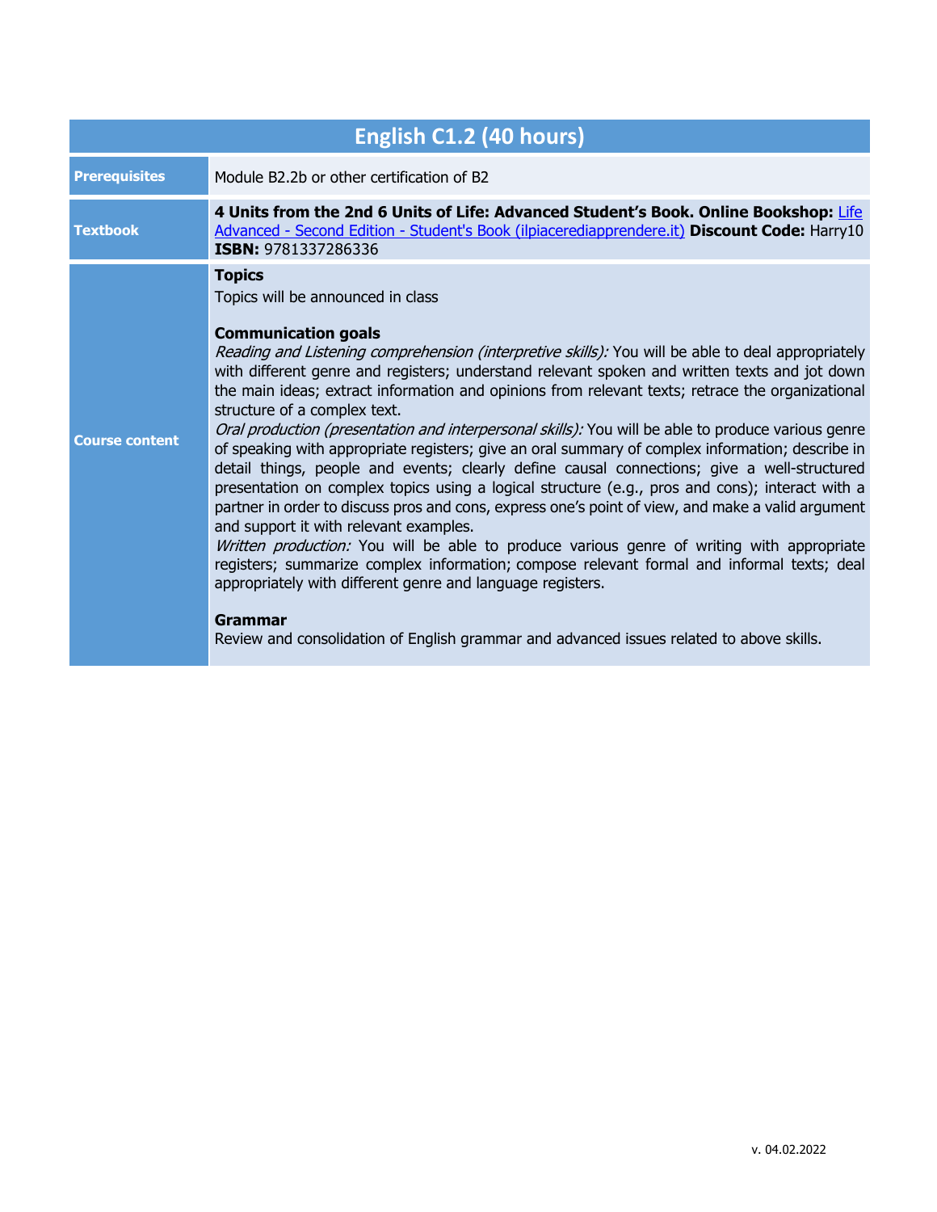# English C1.2 (40 hours)

| | |
|---|---|
| **Prerequisites** | Module B2.2b or other certification of B2 |
| **Textbook** | **4 Units from the 2nd 6 Units of Life: Advanced Student's Book. Online Bookshop:** Life Advanced - Second Edition - Student's Book (ilpiacerediapprendere.it) **Discount Code:** Harry10 **ISBN:** 9781337286336 |
| **Course content** | **Topics**<br>Topics will be announced in class<br><br>**Communication goals**<br>*Reading and Listening comprehension (interpretive skills):* You will be able to deal appropriately with different genre and registers; understand relevant spoken and written texts and jot down the main ideas; extract information and opinions from relevant texts; retrace the organizational structure of a complex text.<br>*Oral production (presentation and interpersonal skills):* You will be able to produce various genre of speaking with appropriate registers; give an oral summary of complex information; describe in detail things, people and events; clearly define causal connections; give a well-structured presentation on complex topics using a logical structure (e.g., pros and cons); interact with a partner in order to discuss pros and cons, express one's point of view, and make a valid argument and support it with relevant examples.<br>*Written production:* You will be able to produce various genre of writing with appropriate registers; summarize complex information; compose relevant formal and informal texts; deal appropriately with different genre and language registers.<br><br>**Grammar**<br>Review and consolidation of English grammar and advanced issues related to above skills. |

v. 04.02.2022